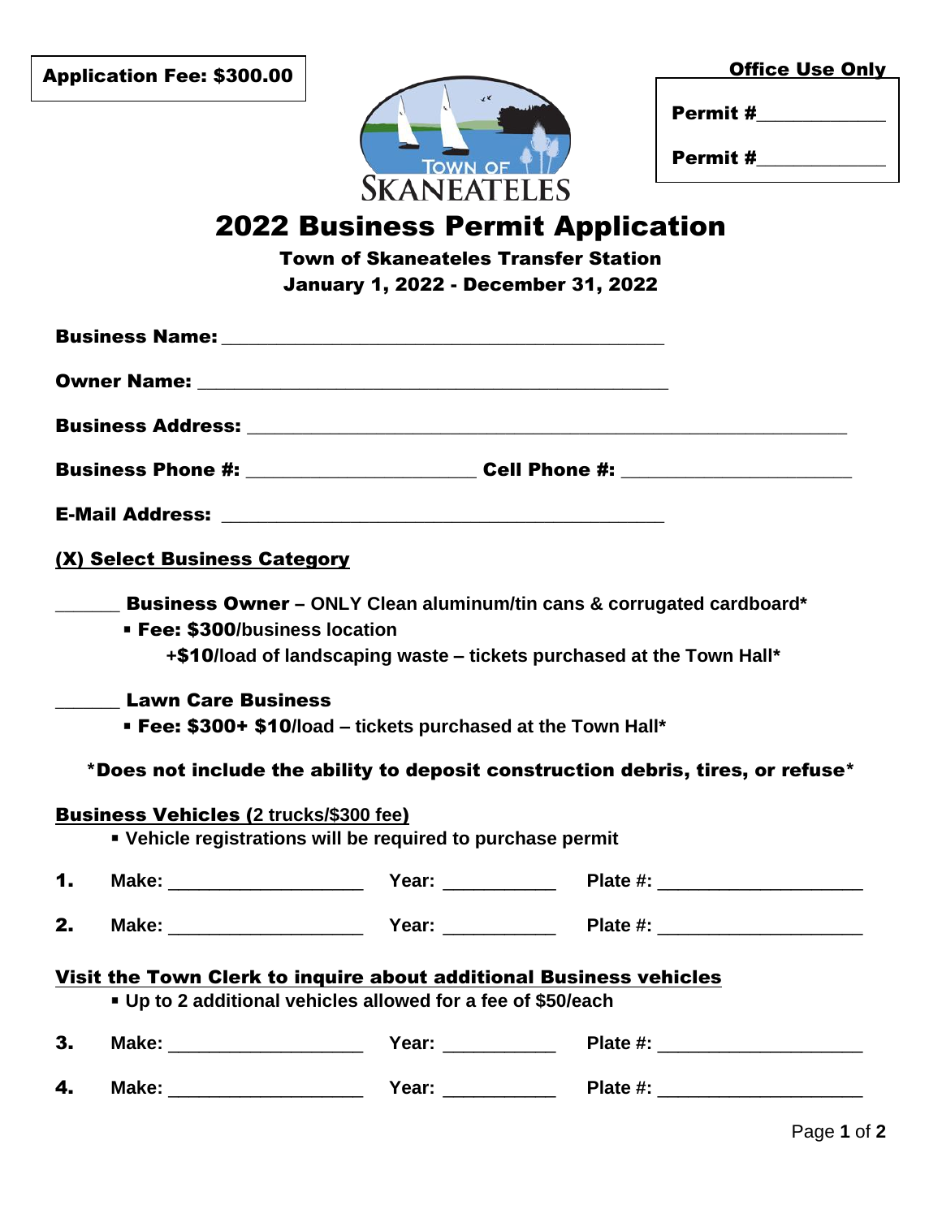**Application Fee: $300.00**

**Office Use Only**

**Permit #**____________

**Permit #**____________

TOWN OF SKANEATELES

# 2022 Business Permit Application

### Town of Skaneateles Transfer Station
### January 1, 2022 - December 31, 2022

**Business Name:** ___________________________________________

**Owner Name:** ______________________________________________

**Business Address:** ___________________________________________________________

**Business Phone #:** ______________________ **Cell Phone #:** ______________________

**E-Mail Address:** ___________________________________________

**(X) Select Business Category**

______ **Business Owner –** ONLY Clean aluminum/tin cans & corrugated cardboard*
- **Fee: $300**/business location
  +**$10**/load of landscaping waste – tickets purchased at the Town Hall*

______ **Lawn Care Business**
- **Fee: $300+ $10**/load – tickets purchased at the Town Hall*

**\*Does not include the ability to deposit construction debris, tires, or refuse\***

**Business Vehicles (2 trucks/$300 fee)**
- Vehicle registrations will be required to purchase permit

**1.** Make: ___________________ Year: ___________ Plate #: ____________________

**2.** Make: ___________________ Year: ___________ Plate #: ____________________

**Visit the Town Clerk to inquire about additional Business vehicles**
- Up to 2 additional vehicles allowed for a fee of $50/each

**3.** Make: ___________________ Year: ___________ Plate #: ____________________

**4.** Make: ___________________ Year: ___________ Plate #: ____________________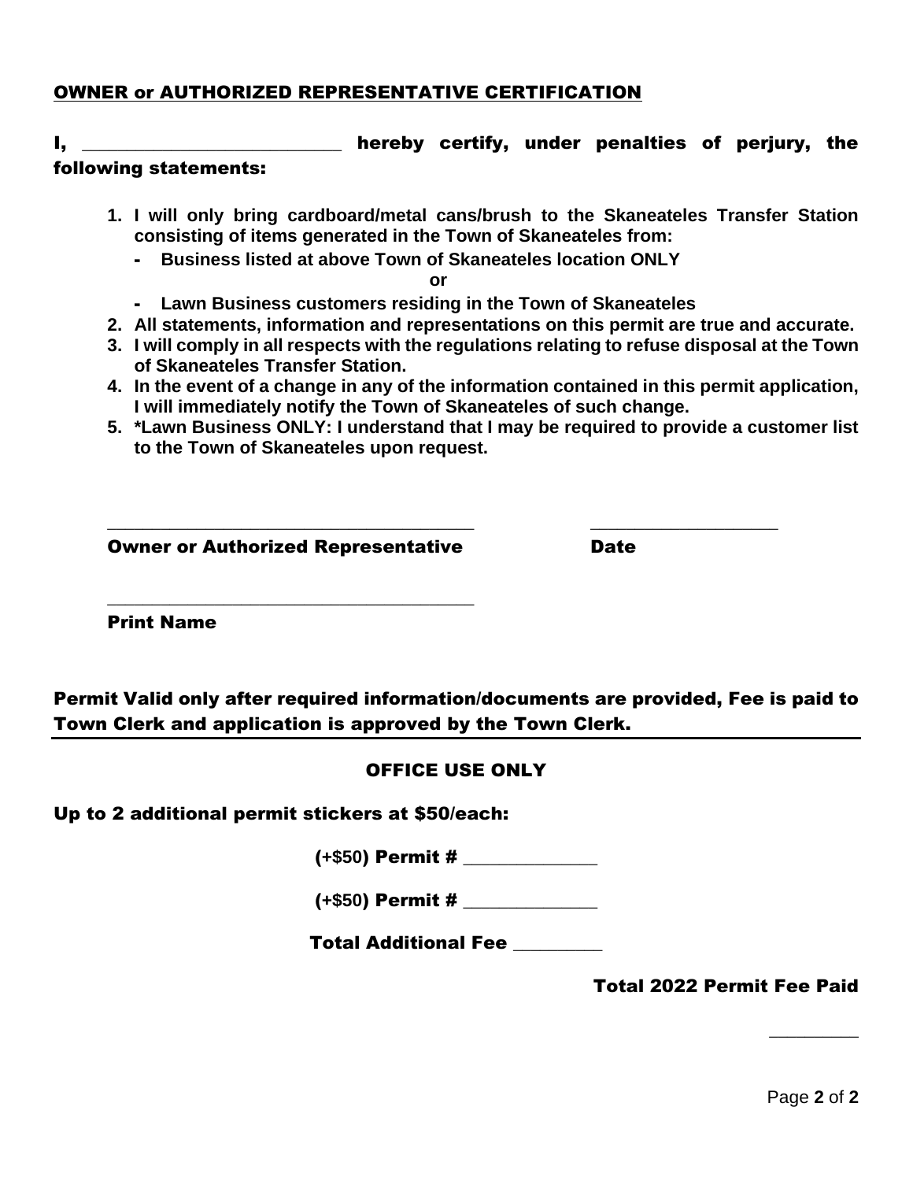## OWNER or AUTHORIZED REPRESENTATIVE CERTIFICATION

**I, __________________________ hereby certify, under penalties of perjury, the following statements:**

1. **I will only bring cardboard/metal cans/brush to the Skaneateles Transfer Station consisting of items generated in the Town of Skaneateles from:**
   - **Business listed at above Town of Skaneateles location ONLY**

     **or**

   - **Lawn Business customers residing in the Town of Skaneateles**
2. **All statements, information and representations on this permit are true and accurate.**
3. **I will comply in all respects with the regulations relating to refuse disposal at the Town of Skaneateles Transfer Station.**
4. **In the event of a change in any of the information contained in this permit application, I will immediately notify the Town of Skaneateles of such change.**
5. **\*Lawn Business ONLY: I understand that I may be required to provide a customer list to the Town of Skaneateles upon request.**

_____________________________________ ____________________

**Owner or Authorized Representative** **Date**

_____________________________________

**Print Name**

**Permit Valid only after required information/documents are provided, Fee is paid to Town Clerk and application is approved by the Town Clerk.**

---

### OFFICE USE ONLY

**Up to 2 additional permit stickers at $50/each:**

**(+$50) Permit # _____________**

**(+$50) Permit # _____________**

**Total Additional Fee _________**

**Total 2022 Permit Fee Paid**

_________